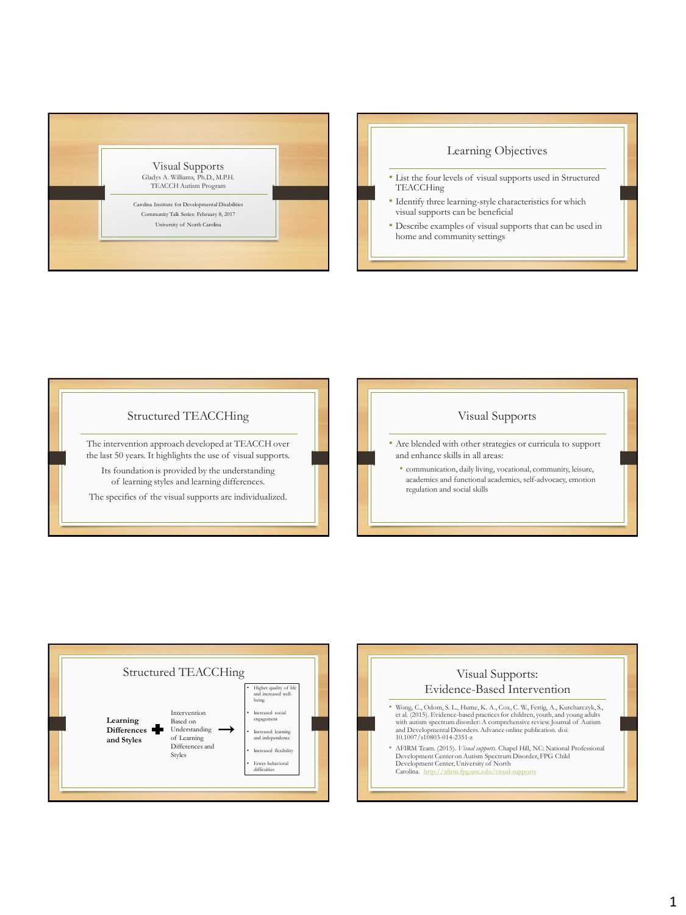# Visual Supports

Gladys A. Williams, Ph.D., M.P.H.
TEACCH Autism Program

Carolina Institute for Developmental Disabilities
Community Talk Series: February 8, 2017
University of North Carolina

## Learning Objectives

- List the four levels of visual supports used in Structured TEACCHing
- Identify three learning-style characteristics for which visual supports can be beneficial
- Describe examples of visual supports that can be used in home and community settings

## Structured TEACCHing

The intervention approach developed at TEACCH over the last 50 years. It highlights the use of visual supports.

Its foundation is provided by the understanding of learning styles and learning differences.

The specifics of the visual supports are individualized.

## Visual Supports

- Are blended with other strategies or curricula to support and enhance skills in all areas:
  - communication, daily living, vocational, community, leisure, academics and functional academics, self-advocacy, emotion regulation and social skills

## Structured TEACCHing

**Learning Differences and Styles** + Intervention Based on Understanding of Learning Differences and Styles →

- Higher quality of life and increased well-being
- Increased social engagement
- Increased learning and independence
- Increased flexibility
- Fewer behavioral difficulties

## Visual Supports: Evidence-Based Intervention

- Wong, C., Odom, S. L., Hume, K. A., Cox, C. W., Fettig, A., Kurcharczyk, S., et al. (2015). Evidence-based practices for children, youth, and young adults with autism spectrum disorder: A comprehensive review. Journal of Autism and Developmental Disorders. Advance online publication. doi: 10.1007/s10803-014-2351-z
- AFIRM Team. (2015). *Visual supports*. Chapel Hill, NC: National Professional Development Center on Autism Spectrum Disorder, FPG Child Development Center, University of North Carolina. http://afirm.fpg.unc.edu/visual-supports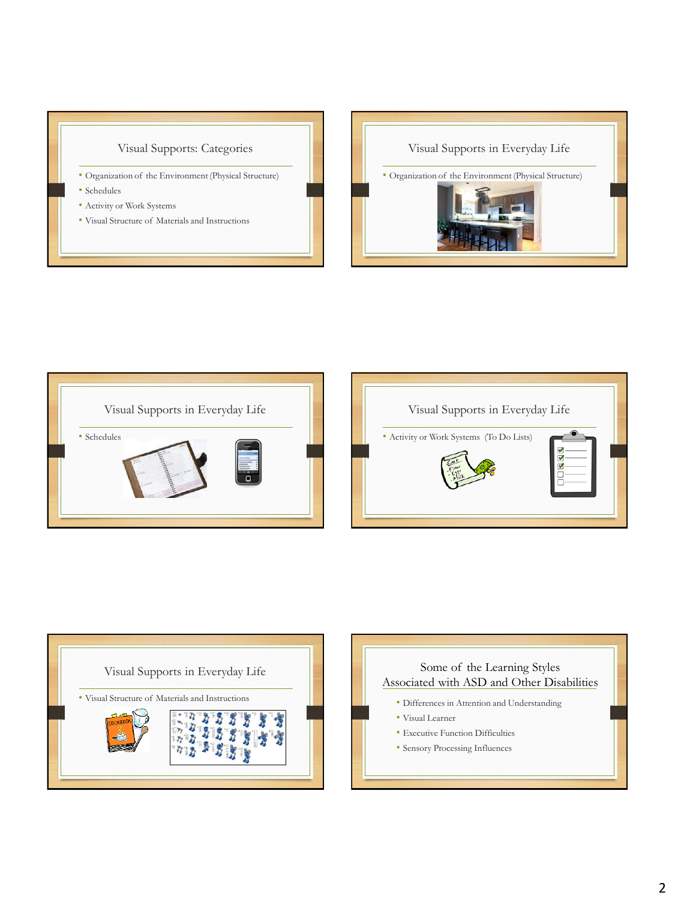## Visual Supports: Categories

- Organization of the Environment (Physical Structure)
- Schedules
- Activity or Work Systems
- Visual Structure of Materials and Instructions

## Visual Supports in Everyday Life

- Organization of the Environment (Physical Structure)

## Visual Supports in Everyday Life

- Schedules

## Visual Supports in Everyday Life

- Activity or Work Systems (To Do Lists)

## Visual Supports in Everyday Life

- Visual Structure of Materials and Instructions

## Some of the Learning Styles Associated with ASD and Other Disabilities

- Differences in Attention and Understanding
- Visual Learner
- Executive Function Difficulties
- Sensory Processing Influences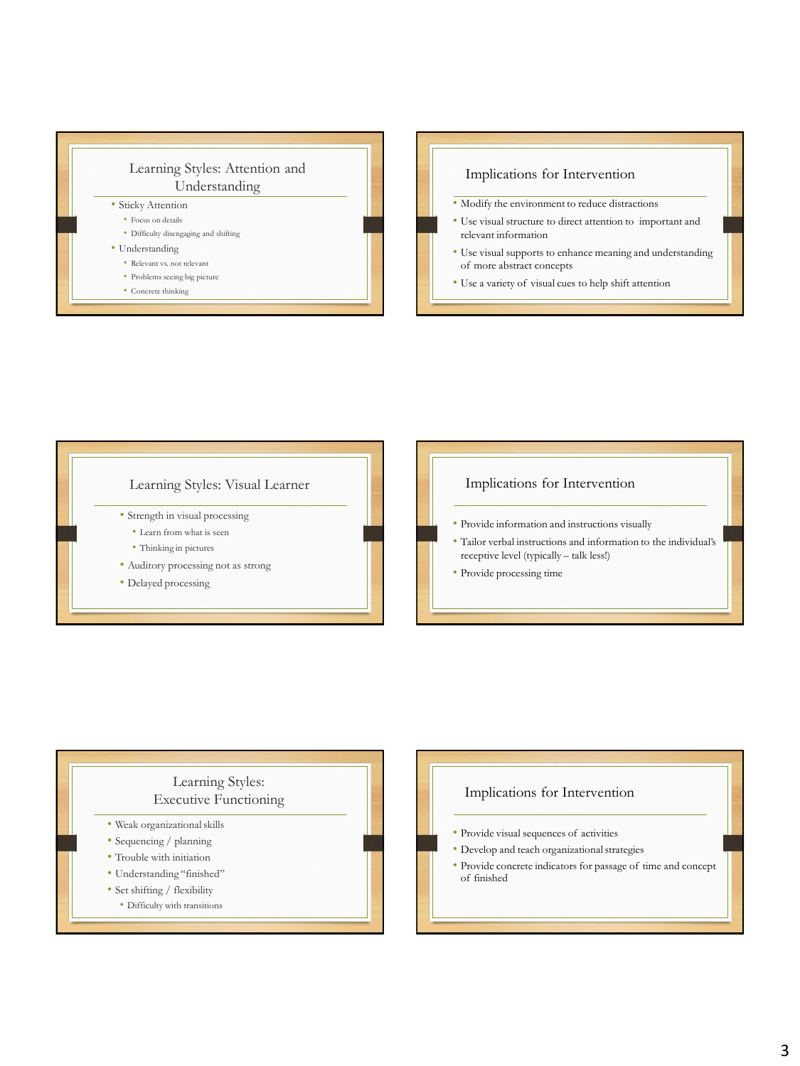## Learning Styles: Attention and Understanding

- Sticky Attention
  - Focus on details
  - Difficulty disengaging and shifting
- Understanding
  - Relevant vs. not relevant
  - Problems seeing big picture
  - Concrete thinking

## Implications for Intervention

- Modify the environment to reduce distractions
- Use visual structure to direct attention to important and relevant information
- Use visual supports to enhance meaning and understanding of more abstract concepts
- Use a variety of visual cues to help shift attention

## Learning Styles: Visual Learner

- Strength in visual processing
  - Learn from what is seen
  - Thinking in pictures
- Auditory processing not as strong
- Delayed processing

## Implications for Intervention

- Provide information and instructions visually
- Tailor verbal instructions and information to the individual's receptive level (typically – talk less!)
- Provide processing time

## Learning Styles: Executive Functioning

- Weak organizational skills
- Sequencing / planning
- Trouble with initiation
- Understanding "finished"
- Set shifting / flexibility
  - Difficulty with transitions

## Implications for Intervention

- Provide visual sequences of activities
- Develop and teach organizational strategies
- Provide concrete indicators for passage of time and concept of finished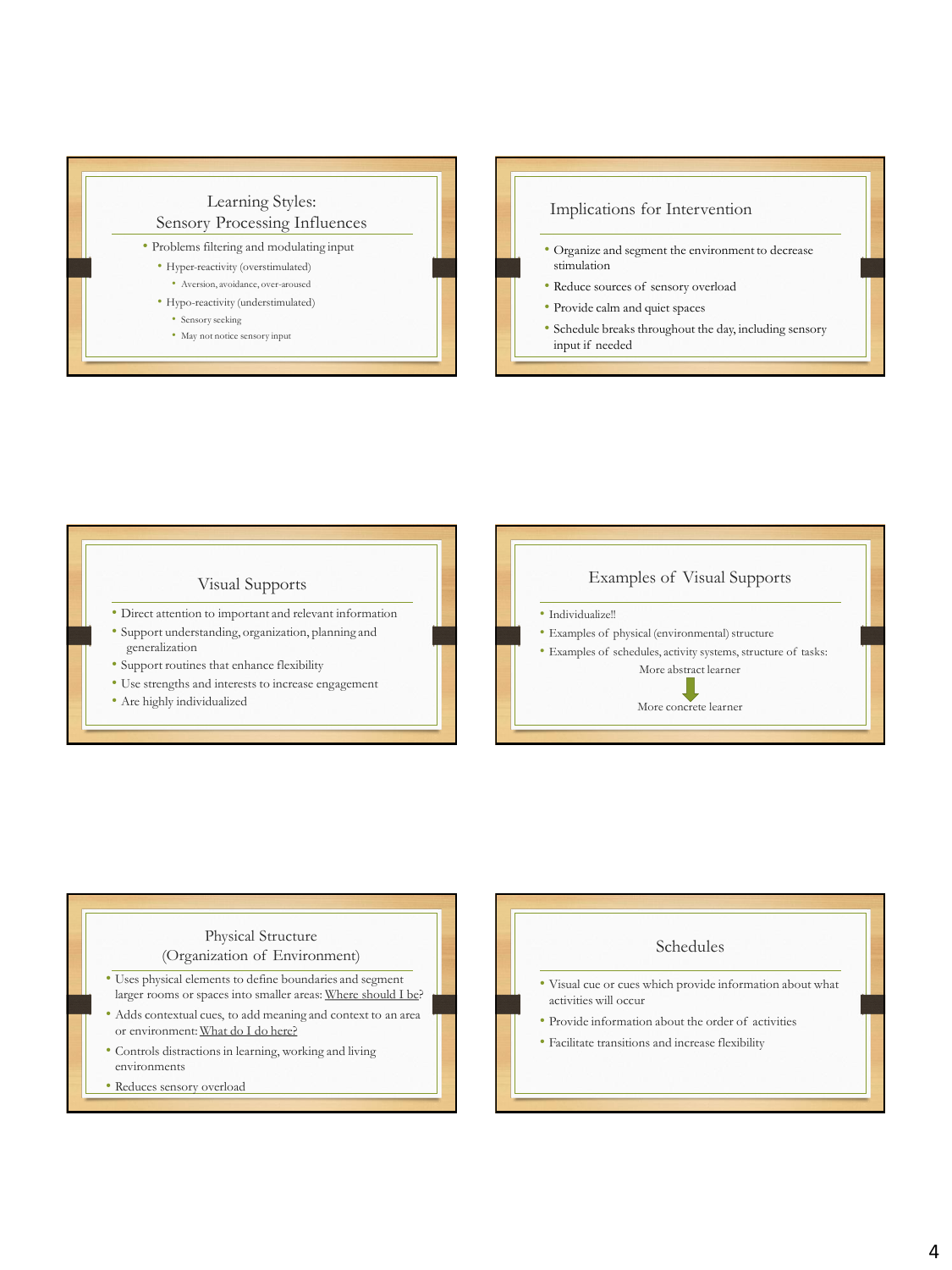## Learning Styles: Sensory Processing Influences

- Problems filtering and modulating input
  - Hyper-reactivity (overstimulated)
    - Aversion, avoidance, over-aroused
  - Hypo-reactivity (understimulated)
    - Sensory seeking
    - May not notice sensory input

## Implications for Intervention

- Organize and segment the environment to decrease stimulation
- Reduce sources of sensory overload
- Provide calm and quiet spaces
- Schedule breaks throughout the day, including sensory input if needed

## Visual Supports

- Direct attention to important and relevant information
- Support understanding, organization, planning and generalization
- Support routines that enhance flexibility
- Use strengths and interests to increase engagement
- Are highly individualized

## Examples of Visual Supports

- Individualize!!
- Examples of physical (environmental) structure
- Examples of schedules, activity systems, structure of tasks:

More abstract learner

↓

More concrete learner

## Physical Structure (Organization of Environment)

- Uses physical elements to define boundaries and segment larger rooms or spaces into smaller areas: Where should I be?
- Adds contextual cues, to add meaning and context to an area or environment: What do I do here?
- Controls distractions in learning, working and living environments
- Reduces sensory overload

## Schedules

- Visual cue or cues which provide information about what activities will occur
- Provide information about the order of activities
- Facilitate transitions and increase flexibility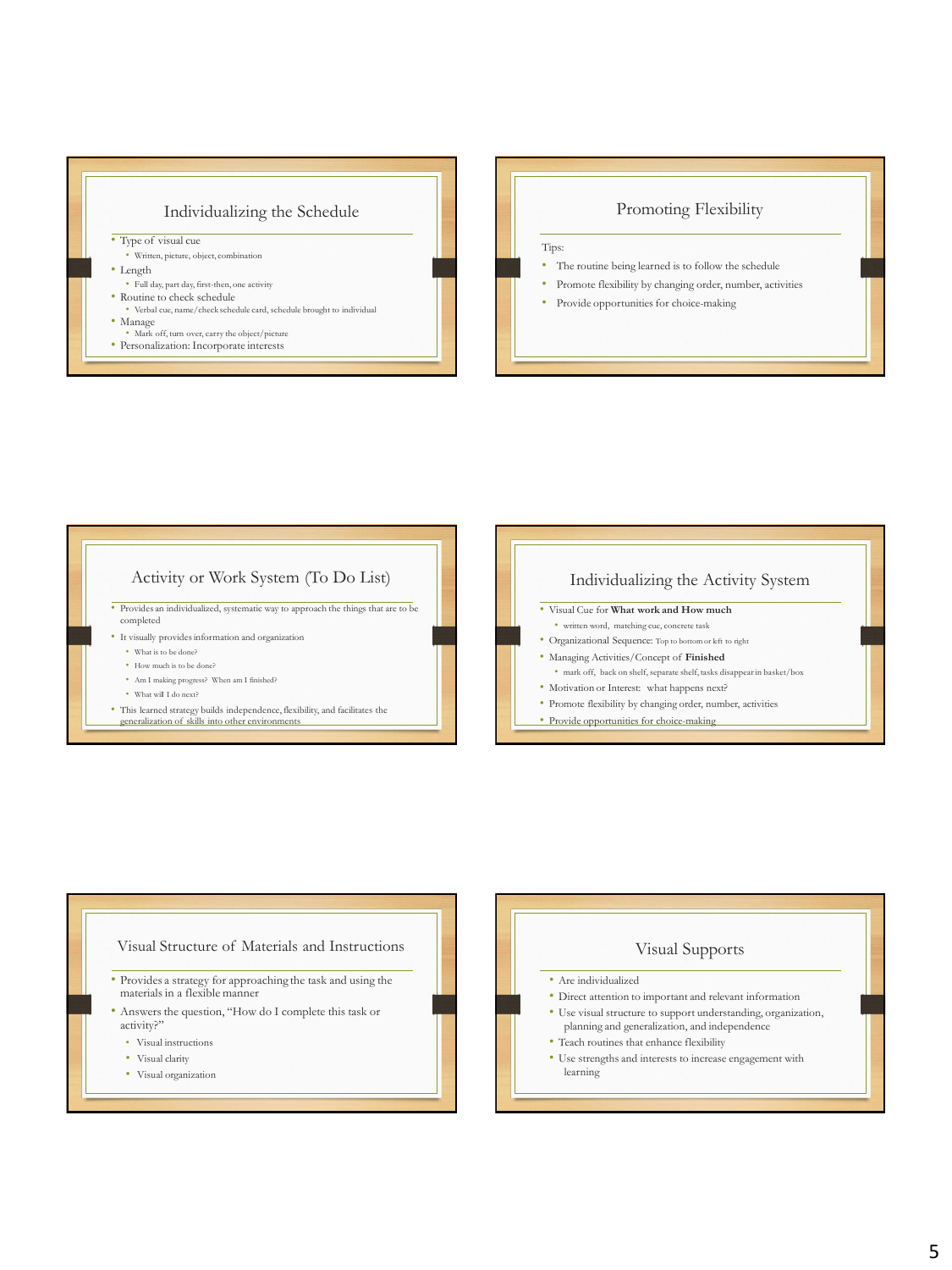## Individualizing the Schedule

- Type of visual cue
  - Written, picture, object, combination
- Length
  - Full day, part day, first-then, one activity
- Routine to check schedule
  - Verbal cue, name/check schedule card, schedule brought to individual
- Manage
  - Mark off, turn over, carry the object/picture
- Personalization: Incorporate interests

## Promoting Flexibility

Tips:

- The routine being learned is to follow the schedule
- Promote flexibility by changing order, number, activities
- Provide opportunities for choice-making

## Activity or Work System (To Do List)

- Provides an individualized, systematic way to approach the things that are to be completed
- It visually provides information and organization
  - What is to be done?
  - How much is to be done?
  - Am I making progress? When am I finished?
  - What will I do next?
- This learned strategy builds independence, flexibility, and facilitates the generalization of skills into other environments

## Individualizing the Activity System

- Visual Cue for **What work and How much**
  - written word, matching cue, concrete task
- Organizational Sequence: Top to bottom or left to right
- Managing Activities/Concept of **Finished**
  - mark off, back on shelf, separate shelf, tasks disappear in basket/box
- Motivation or Interest: what happens next?
- Promote flexibility by changing order, number, activities
- Provide opportunities for choice-making

## Visual Structure of Materials and Instructions

- Provides a strategy for approaching the task and using the materials in a flexible manner
- Answers the question, "How do I complete this task or activity?"
  - Visual instructions
  - Visual clarity
  - Visual organization

## Visual Supports

- Are individualized
- Direct attention to important and relevant information
- Use visual structure to support understanding, organization, planning and generalization, and independence
- Teach routines that enhance flexibility
- Use strengths and interests to increase engagement with learning